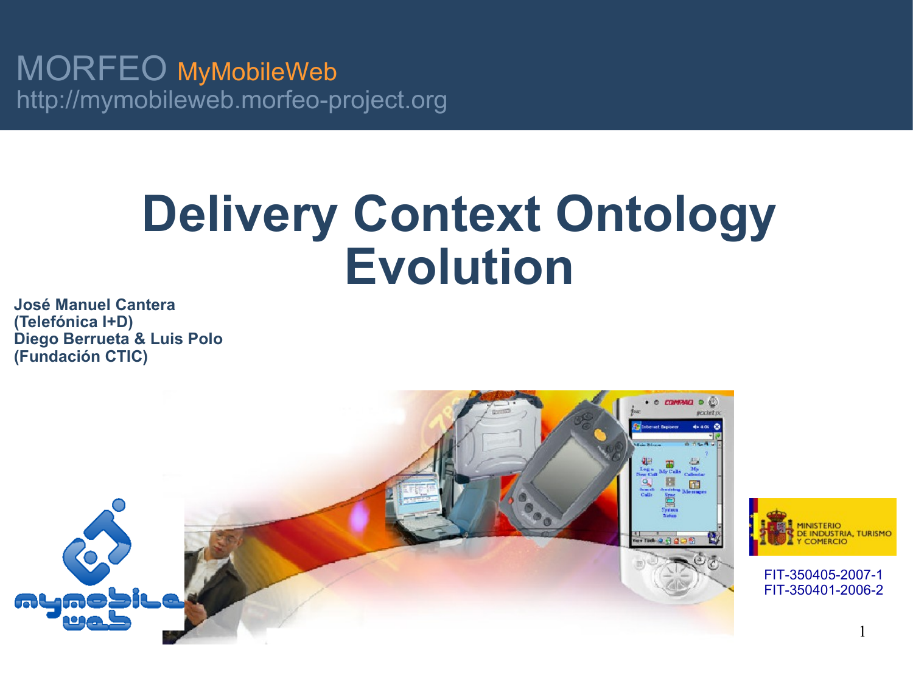MORFEO MyMobileWeb
http://mymobileweb.morfeo-project.org

# Delivery Context Ontology Evolution

**José Manuel Cantera**
**(Telefónica I+D)**
**Diego Berrueta & Luis Polo**
**(Fundación CTIC)**

MINISTERIO DE INDUSTRIA, TURISMO Y COMERCIO

FIT-350405-2007-1
FIT-350401-2006-2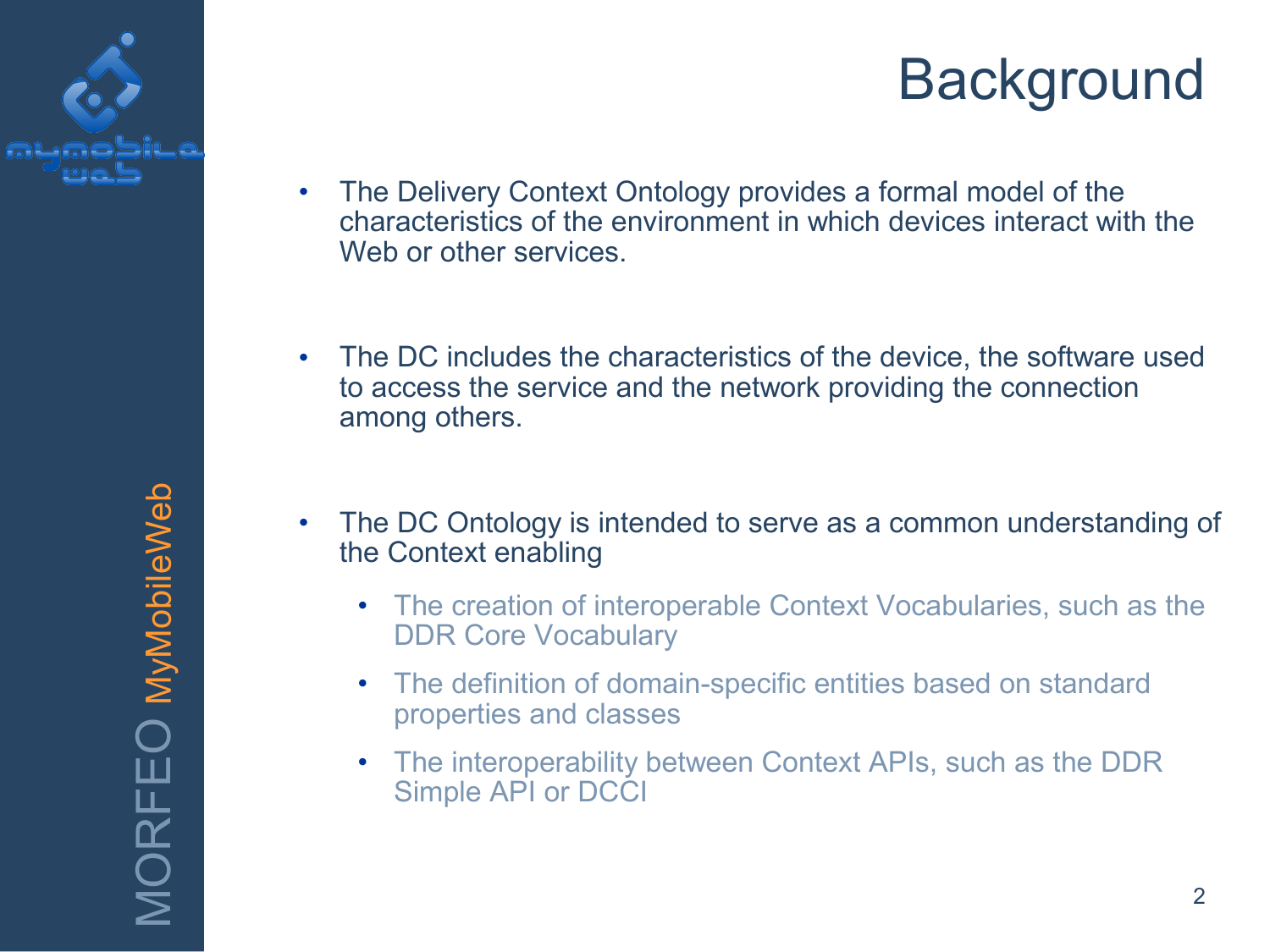# Background

- The Delivery Context Ontology provides a formal model of the characteristics of the environment in which devices interact with the Web or other services.

- The DC includes the characteristics of the device, the software used to access the service and the network providing the connection among others.

- The DC Ontology is intended to serve as a common understanding of the Context enabling
  - The creation of interoperable Context Vocabularies, such as the DDR Core Vocabulary
  - The definition of domain-specific entities based on standard properties and classes
  - The interoperability between Context APIs, such as the DDR Simple API or DCCI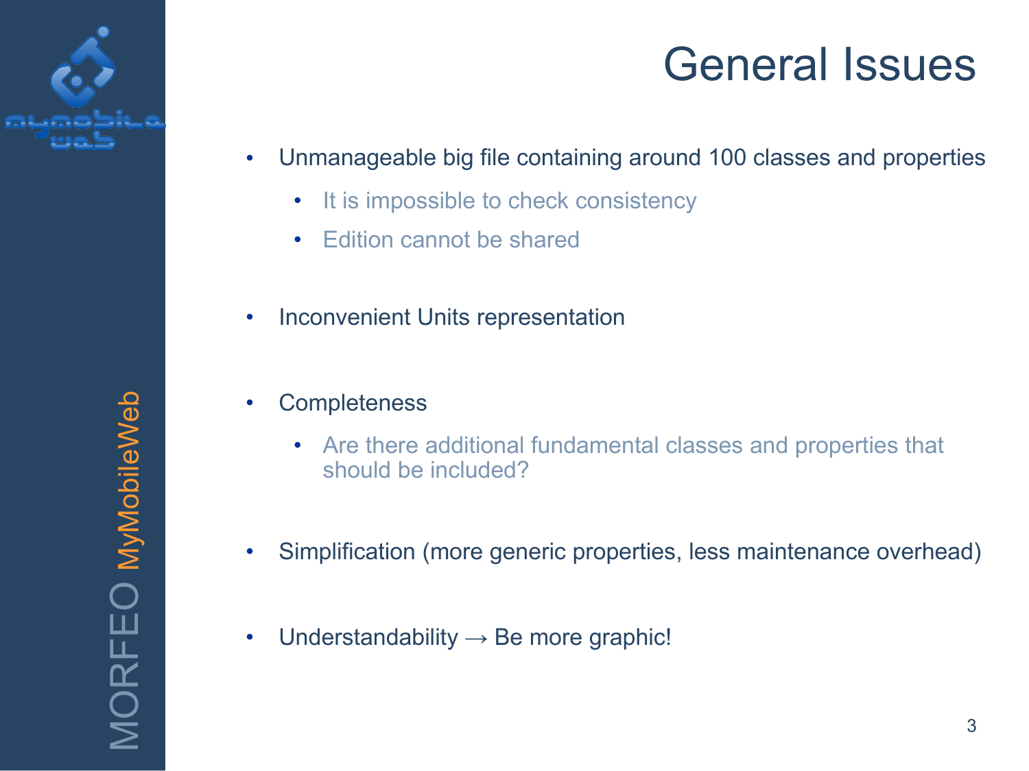# General Issues

- Unmanageable big file containing around 100 classes and properties
  - It is impossible to check consistency
  - Edition cannot be shared
- Inconvenient Units representation
- Completeness
  - Are there additional fundamental classes and properties that should be included?
- Simplification (more generic properties, less maintenance overhead)
- Understandability → Be more graphic!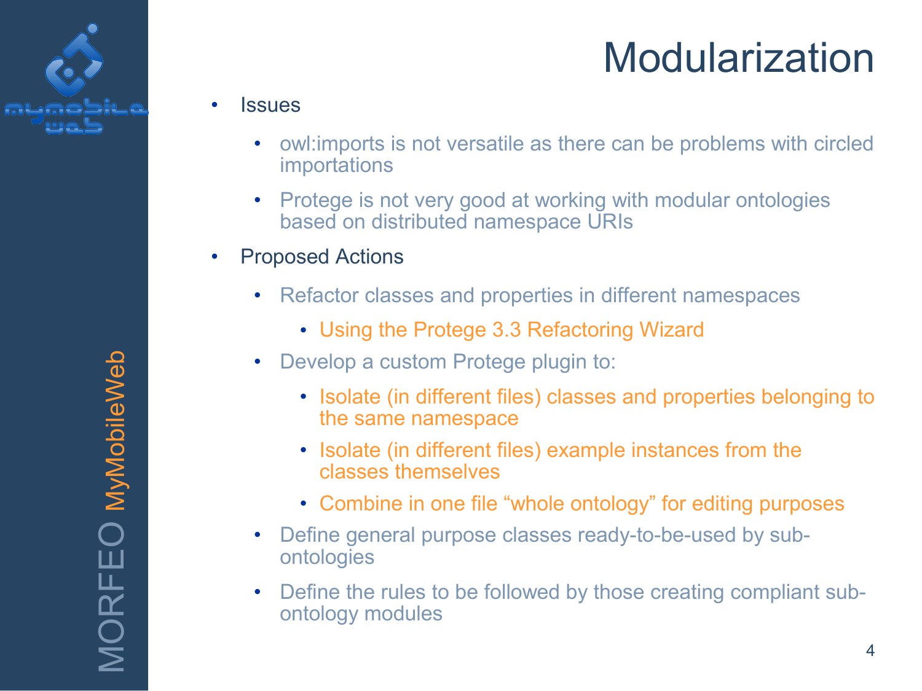# Modularization

- Issues
  - owl:imports is not versatile as there can be problems with circled importations
  - Protege is not very good at working with modular ontologies based on distributed namespace URIs
- Proposed Actions
  - Refactor classes and properties in different namespaces
    - Using the Protege 3.3 Refactoring Wizard
  - Develop a custom Protege plugin to:
    - Isolate (in different files) classes and properties belonging to the same namespace
    - Isolate (in different files) example instances from the classes themselves
    - Combine in one file “whole ontology” for editing purposes
  - Define general purpose classes ready-to-be-used by sub-ontologies
  - Define the rules to be followed by those creating compliant sub-ontology modules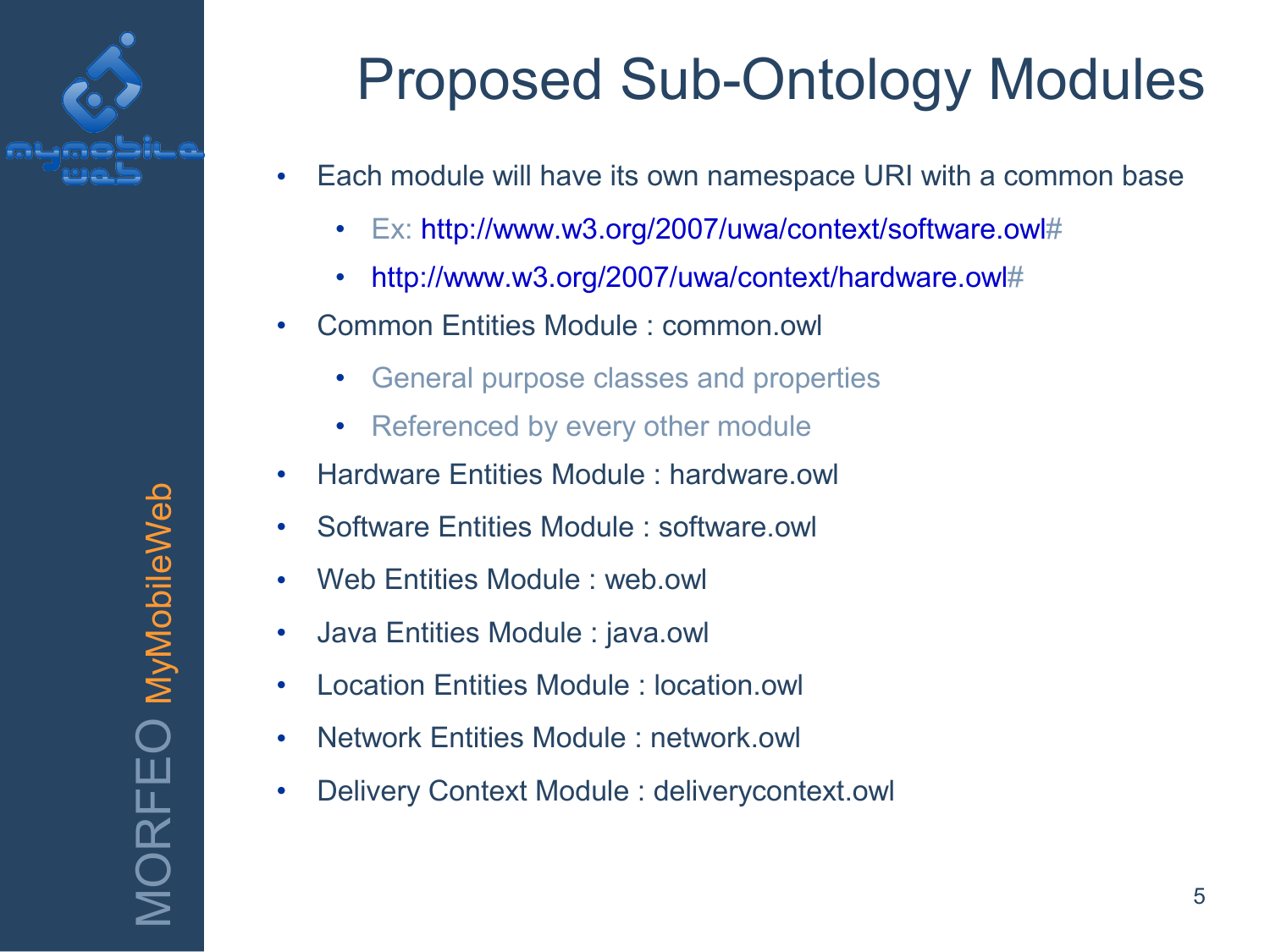# Proposed Sub-Ontology Modules

- Each module will have its own namespace URI with a common base
  - Ex: http://www.w3.org/2007/uwa/context/software.owl#
  - http://www.w3.org/2007/uwa/context/hardware.owl#
- Common Entities Module : common.owl
  - General purpose classes and properties
  - Referenced by every other module
- Hardware Entities Module : hardware.owl
- Software Entities Module : software.owl
- Web Entities Module : web.owl
- Java Entities Module : java.owl
- Location Entities Module : location.owl
- Network Entities Module : network.owl
- Delivery Context Module : deliverycontext.owl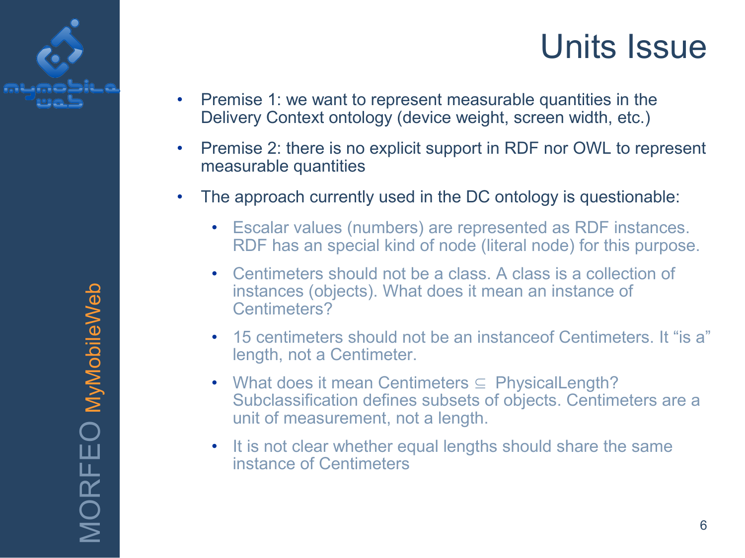# Units Issue

- Premise 1: we want to represent measurable quantities in the Delivery Context ontology (device weight, screen width, etc.)
- Premise 2: there is no explicit support in RDF nor OWL to represent measurable quantities
- The approach currently used in the DC ontology is questionable:
  - Escalar values (numbers) are represented as RDF instances. RDF has an special kind of node (literal node) for this purpose.
  - Centimeters should not be a class. A class is a collection of instances (objects). What does it mean an instance of Centimeters?
  - 15 centimeters should not be an instanceof Centimeters. It “is a” length, not a Centimeter.
  - What does it mean Centimeters $\subseteq$ PhysicalLength? Subclassification defines subsets of objects. Centimeters are a unit of measurement, not a length.
  - It is not clear whether equal lengths should share the same instance of Centimeters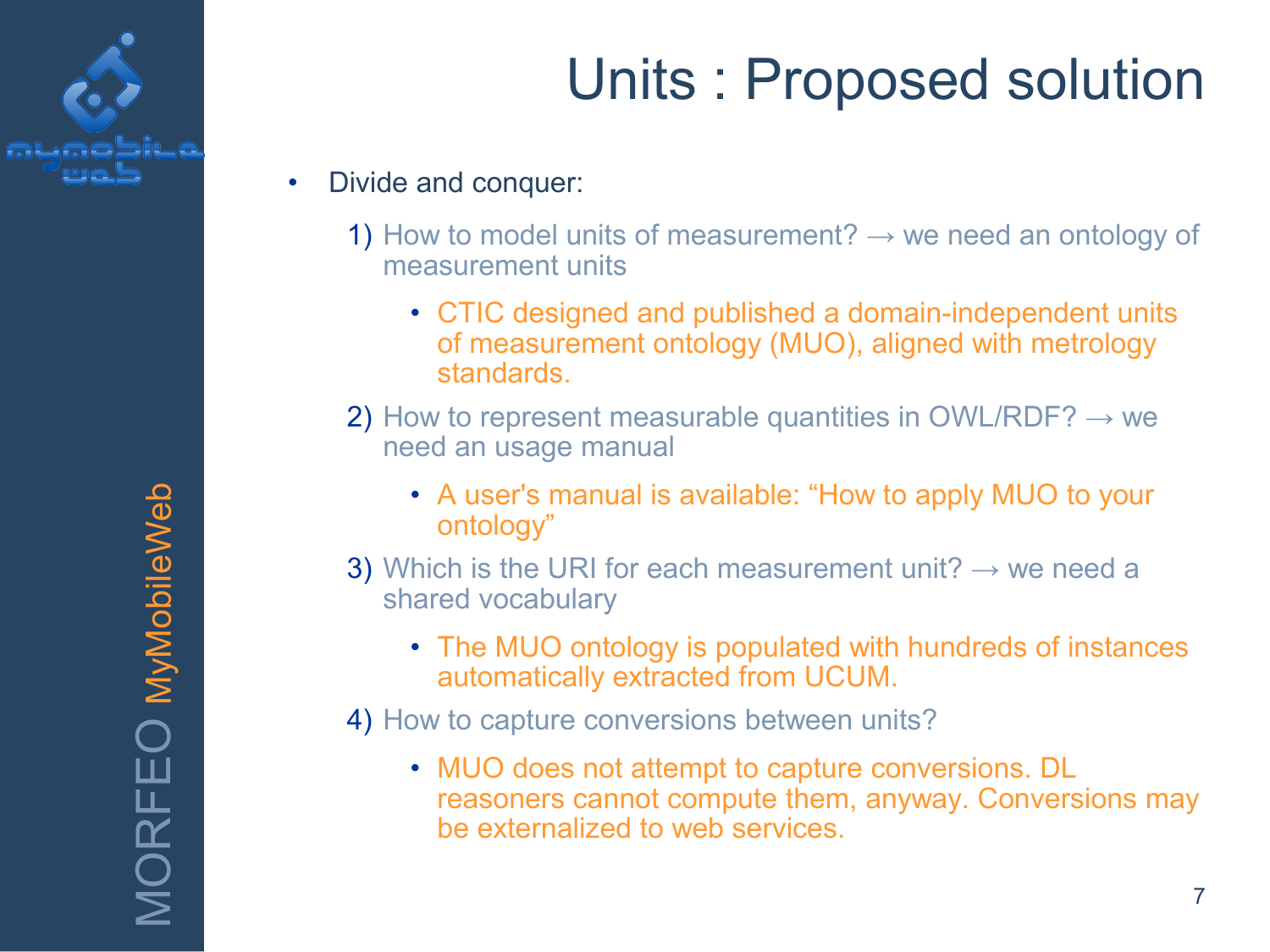# Units : Proposed solution

- Divide and conquer:
  1) How to model units of measurement? → we need an ontology of measurement units
     - CTIC designed and published a domain-independent units of measurement ontology (MUO), aligned with metrology standards.
  2) How to represent measurable quantities in OWL/RDF? → we need an usage manual
     - A user's manual is available: "How to apply MUO to your ontology"
  3) Which is the URI for each measurement unit? → we need a shared vocabulary
     - The MUO ontology is populated with hundreds of instances automatically extracted from UCUM.
  4) How to capture conversions between units?
     - MUO does not attempt to capture conversions. DL reasoners cannot compute them, anyway. Conversions may be externalized to web services.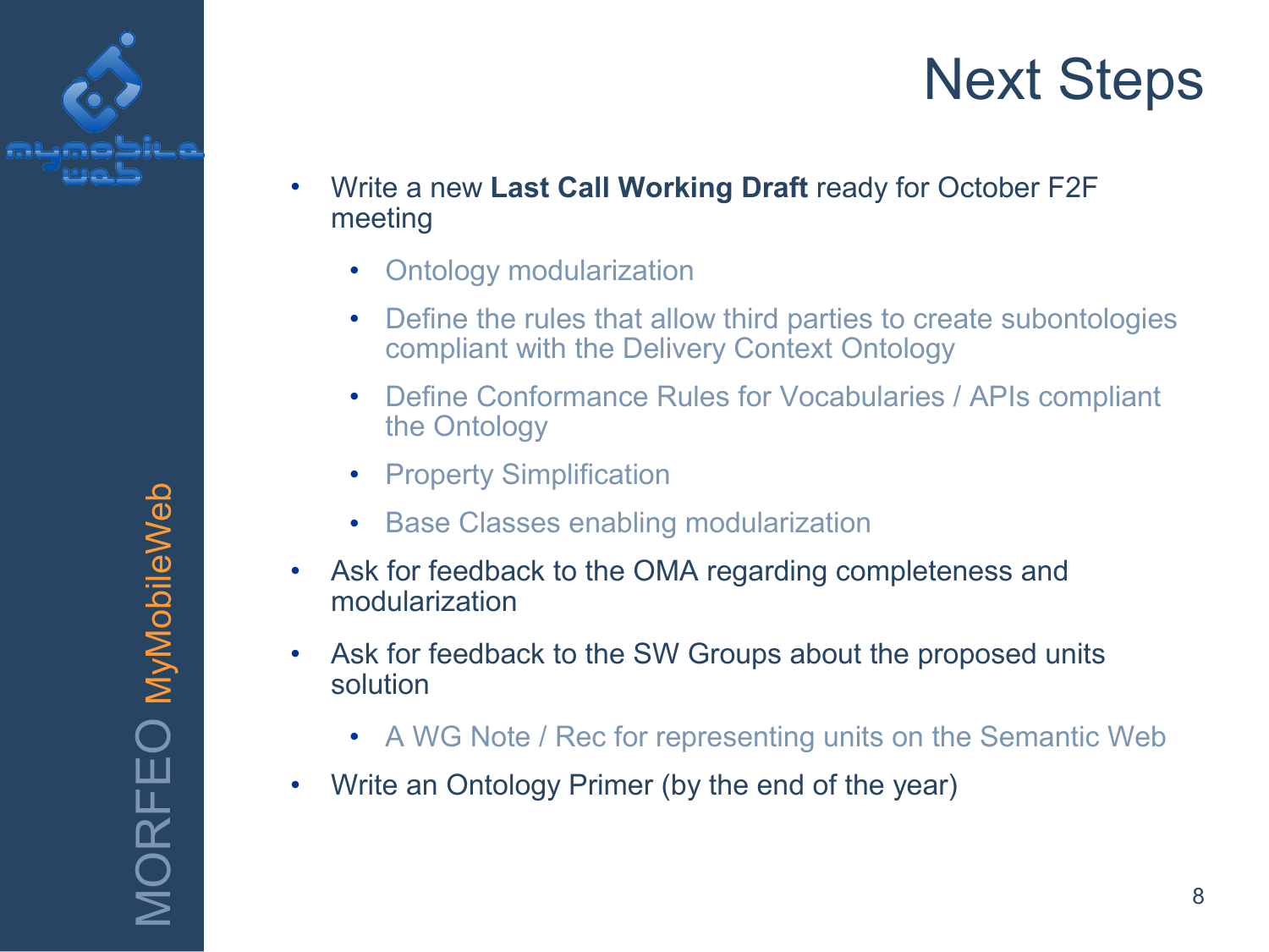# Next Steps

- Write a new **Last Call Working Draft** ready for October F2F meeting
  - Ontology modularization
  - Define the rules that allow third parties to create subontologies compliant with the Delivery Context Ontology
  - Define Conformance Rules for Vocabularies / APIs compliant the Ontology
  - Property Simplification
  - Base Classes enabling modularization
- Ask for feedback to the OMA regarding completeness and modularization
- Ask for feedback to the SW Groups about the proposed units solution
  - A WG Note / Rec for representing units on the Semantic Web
- Write an Ontology Primer (by the end of the year)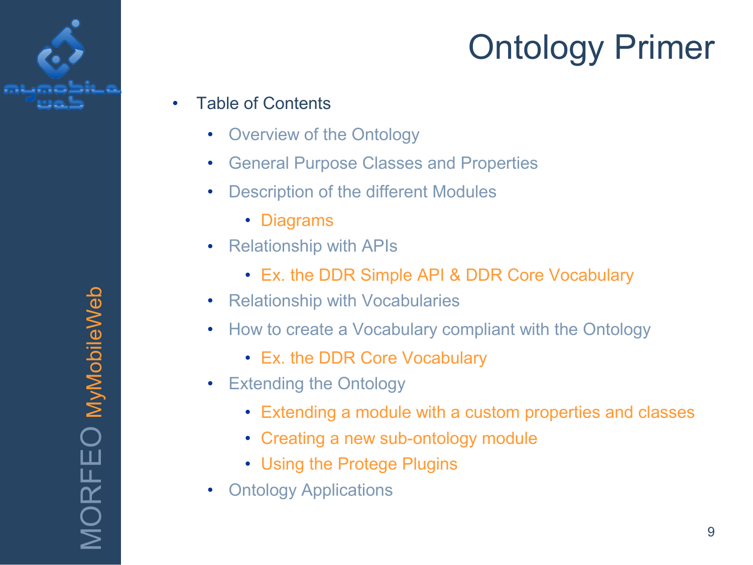# Ontology Primer

- Table of Contents
  - Overview of the Ontology
  - General Purpose Classes and Properties
  - Description of the different Modules
    - Diagrams
  - Relationship with APIs
    - Ex. the DDR Simple API & DDR Core Vocabulary
  - Relationship with Vocabularies
  - How to create a Vocabulary compliant with the Ontology
    - Ex. the DDR Core Vocabulary
  - Extending the Ontology
    - Extending a module with a custom properties and classes
    - Creating a new sub-ontology module
    - Using the Protege Plugins
  - Ontology Applications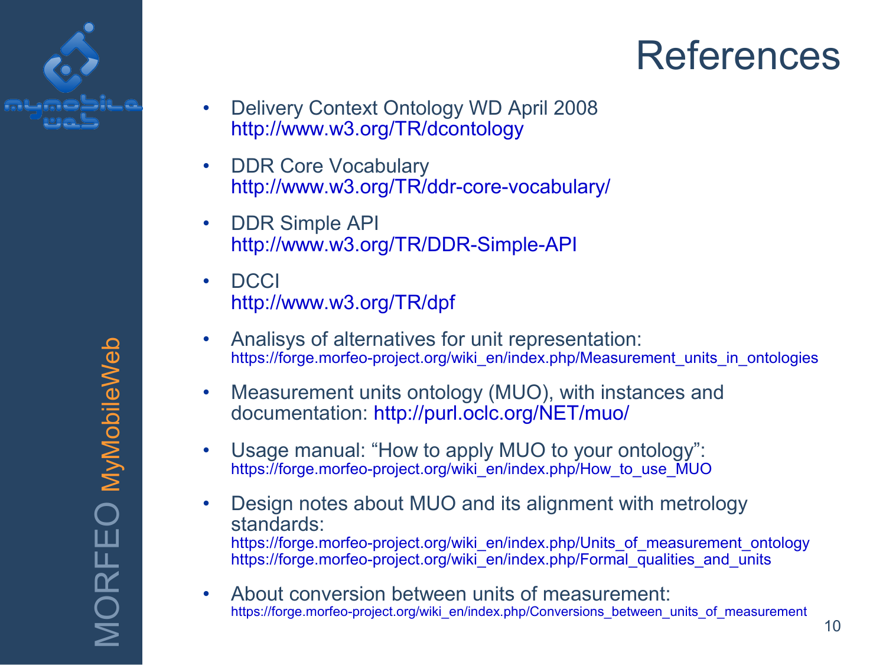# References

- Delivery Context Ontology WD April 2008
  http://www.w3.org/TR/dcontology
- DDR Core Vocabulary
  http://www.w3.org/TR/ddr-core-vocabulary/
- DDR Simple API
  http://www.w3.org/TR/DDR-Simple-API
- DCCI
  http://www.w3.org/TR/dpf
- Analisys of alternatives for unit representation:
  https://forge.morfeo-project.org/wiki_en/index.php/Measurement_units_in_ontologies
- Measurement units ontology (MUO), with instances and documentation: http://purl.oclc.org/NET/muo/
- Usage manual: "How to apply MUO to your ontology":
  https://forge.morfeo-project.org/wiki_en/index.php/How_to_use_MUO
- Design notes about MUO and its alignment with metrology standards:
  https://forge.morfeo-project.org/wiki_en/index.php/Units_of_measurement_ontology
  https://forge.morfeo-project.org/wiki_en/index.php/Formal_qualities_and_units
- About conversion between units of measurement:
  https://forge.morfeo-project.org/wiki_en/index.php/Conversions_between_units_of_measurement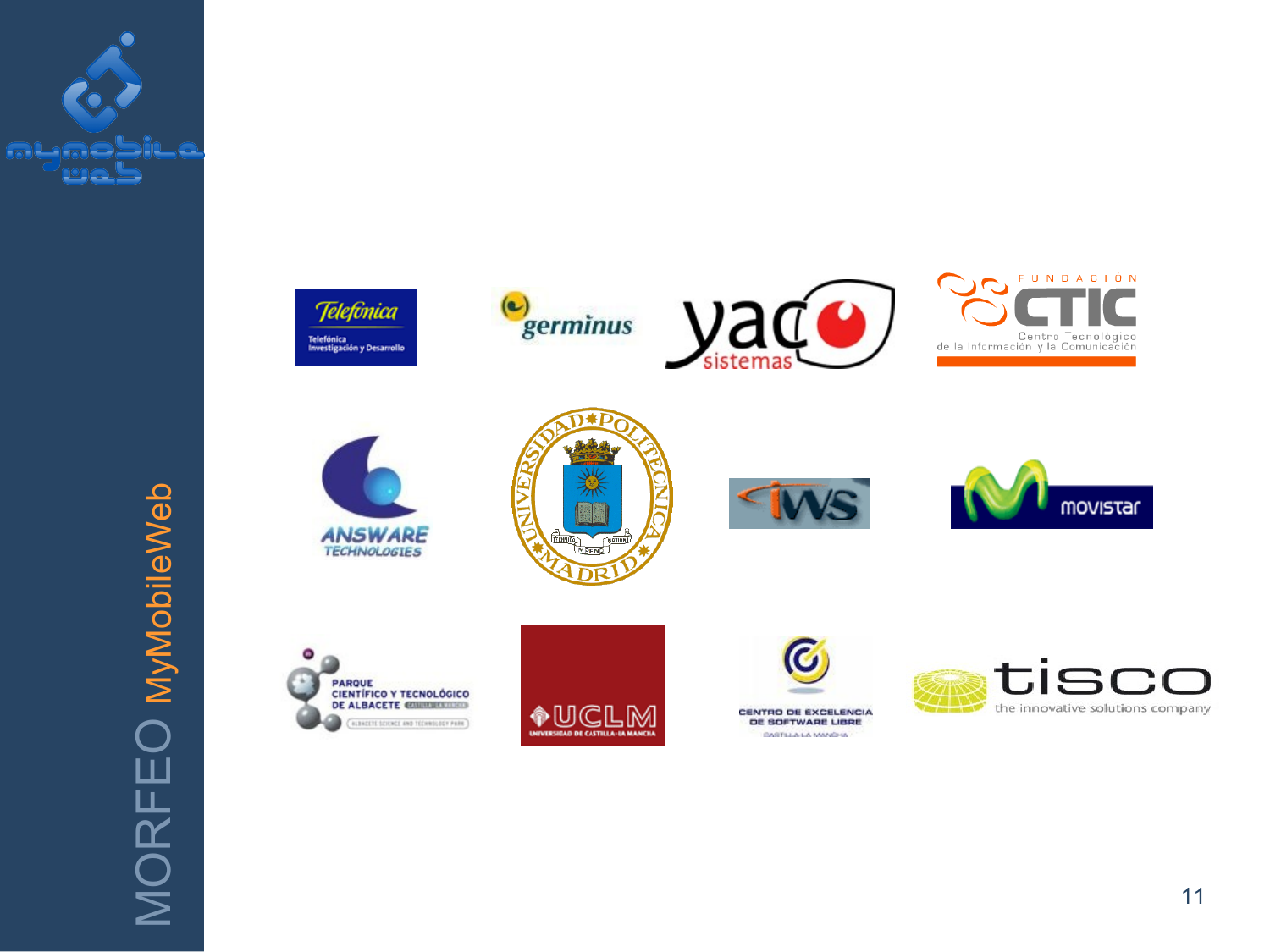MORFEO MyMobileWeb

Telefónica
Telefónica Investigación y Desarrollo

germinus

yaco sistemas

FUNDACIÓN CTIC
Centro Tecnológico de la Información y la Comunicación

ANSWARE TECHNOLOGIES

UNIVERSIDAD POLITÉCNICA MADRID

IWS

movistar

PARQUE CIENTÍFICO Y TECNOLÓGICO DE ALBACETE
ALBACETE SCIENCE AND TECHNOLOGY PARK

UCLM
UNIVERSIDAD DE CASTILLA-LA MANCHA

CENTRO DE EXCELENCIA DE SOFTWARE LIBRE
CASTILLA-LA MANCHA

tisco
the innovative solutions company